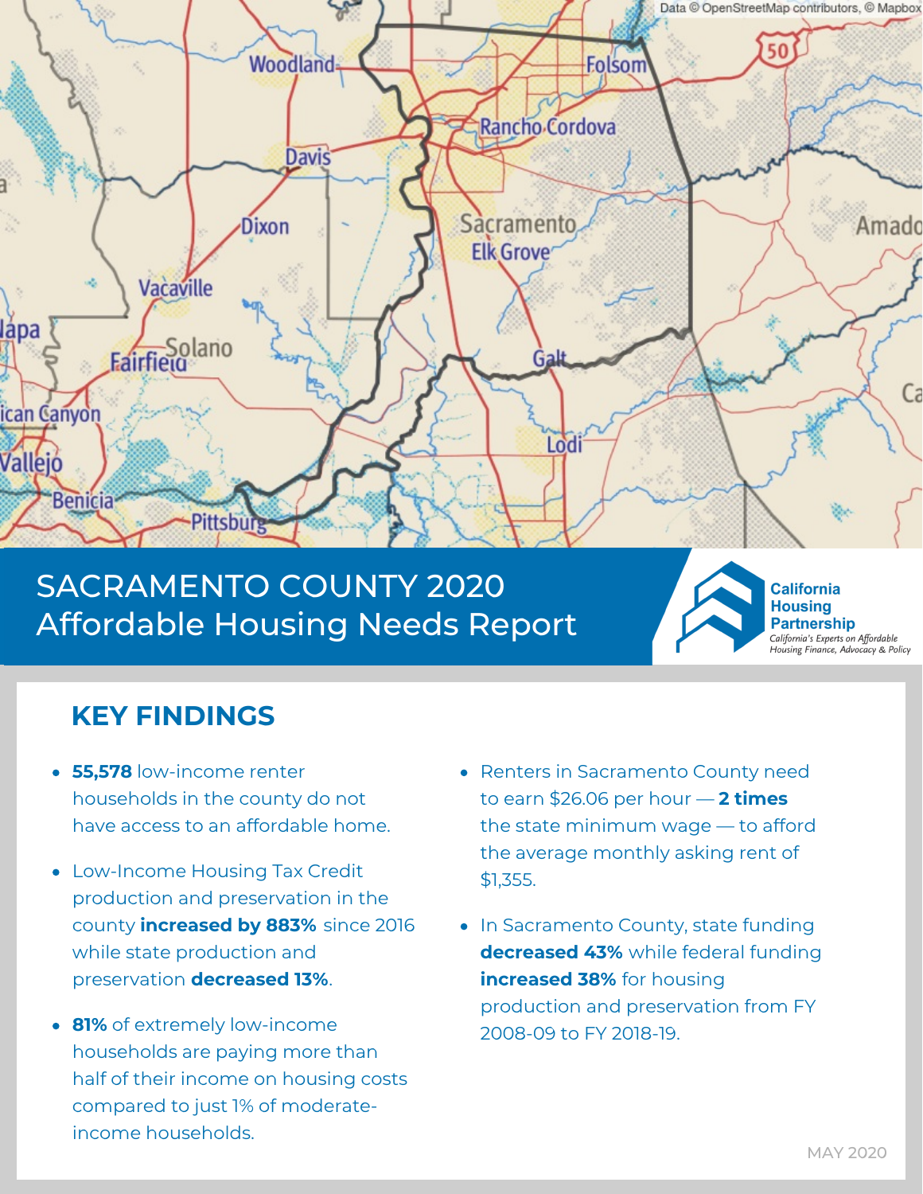# SACRAMENTO COUNTY 2020 Affordable Housing Needs Report

California Housing Partnership
*California's Experts on Affordable Housing Finance, Advocacy & Policy*

## KEY FINDINGS

- **55,578** low-income renter households in the county do not have access to an affordable home.
- Low-Income Housing Tax Credit production and preservation in the county **increased by 883%** since 2016 while state production and preservation **decreased 13%**.
- **81%** of extremely low-income households are paying more than half of their income on housing costs compared to just 1% of moderate-income households.
- Renters in Sacramento County need to earn $26.06 per hour — **2 times** the state minimum wage — to afford the average monthly asking rent of $1,355.
- In Sacramento County, state funding **decreased 43%** while federal funding **increased 38%** for housing production and preservation from FY 2008-09 to FY 2018-19.

MAY 2020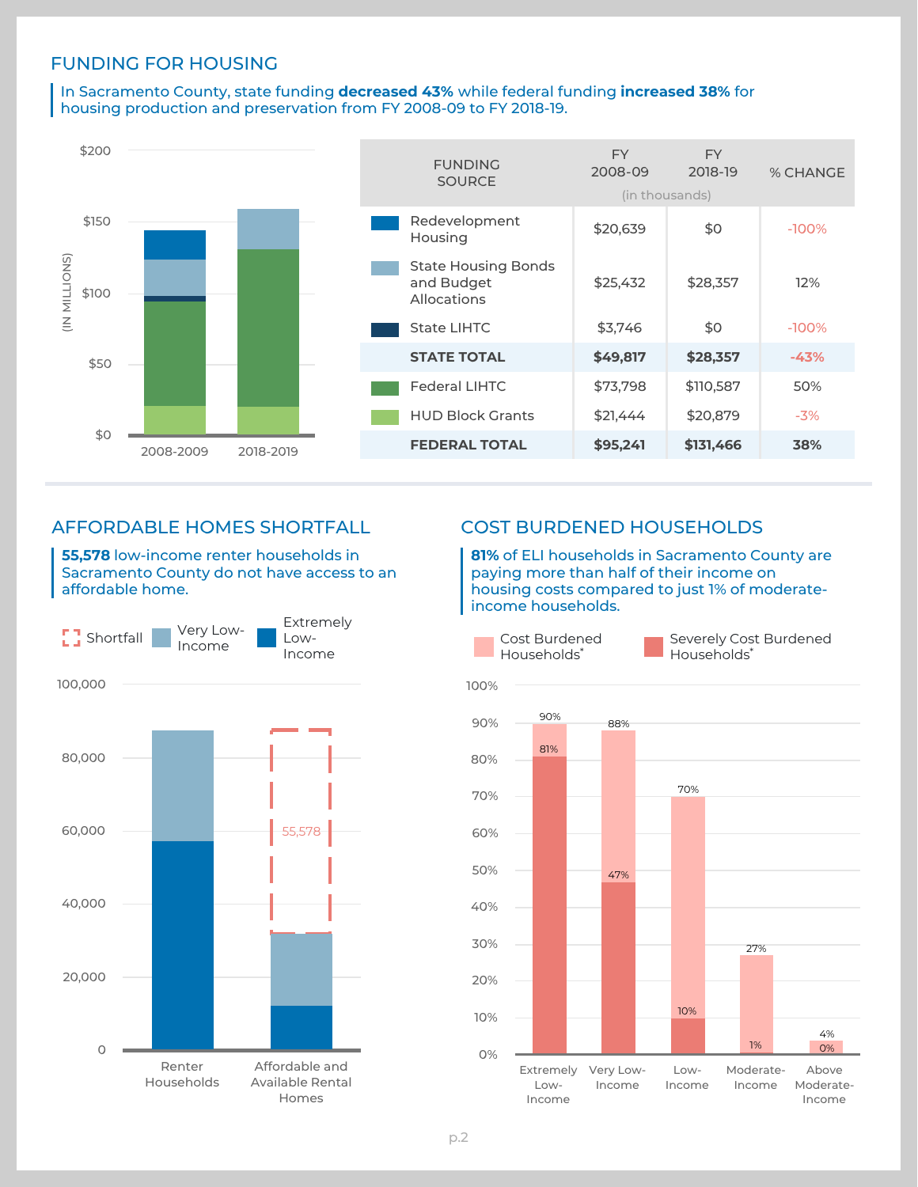## FUNDING FOR HOUSING

In Sacramento County, state funding **decreased 43%** while federal funding **increased 38%** for housing production and preservation from FY 2008-09 to FY 2018-19.

| FUNDING SOURCE | FY 2008-09 (in thousands) | FY 2018-19 (in thousands) | % CHANGE |
|---|---|---|---|
| Redevelopment Housing | $20,639 | $0 | -100% |
| State Housing Bonds and Budget Allocations | $25,432 | $28,357 | 12% |
| State LIHTC | $3,746 | $0 | -100% |
| **STATE TOTAL** | **$49,817** | **$28,357** | **-43%** |
| Federal LIHTC | $73,798 | $110,587 | 50% |
| HUD Block Grants | $21,444 | $20,879 | -3% |
| **FEDERAL TOTAL** | **$95,241** | **$131,466** | **38%** |

## AFFORDABLE HOMES SHORTFALL

**55,578** low-income renter households in Sacramento County do not have access to an affordable home.

## COST BURDENED HOUSEHOLDS

**81%** of ELI households in Sacramento County are paying more than half of their income on housing costs compared to just 1% of moderate-income households.

| | Extremely Low-Income | Very Low-Income | Low-Income | Moderate-Income | Above Moderate-Income |
|---|---|---|---|---|---|
| Cost Burdened Households* | 90% | 88% | 70% | 27% | 4% |
| Severely Cost Burdened Households* | 81% | 47% | 10% | 1% | 0% |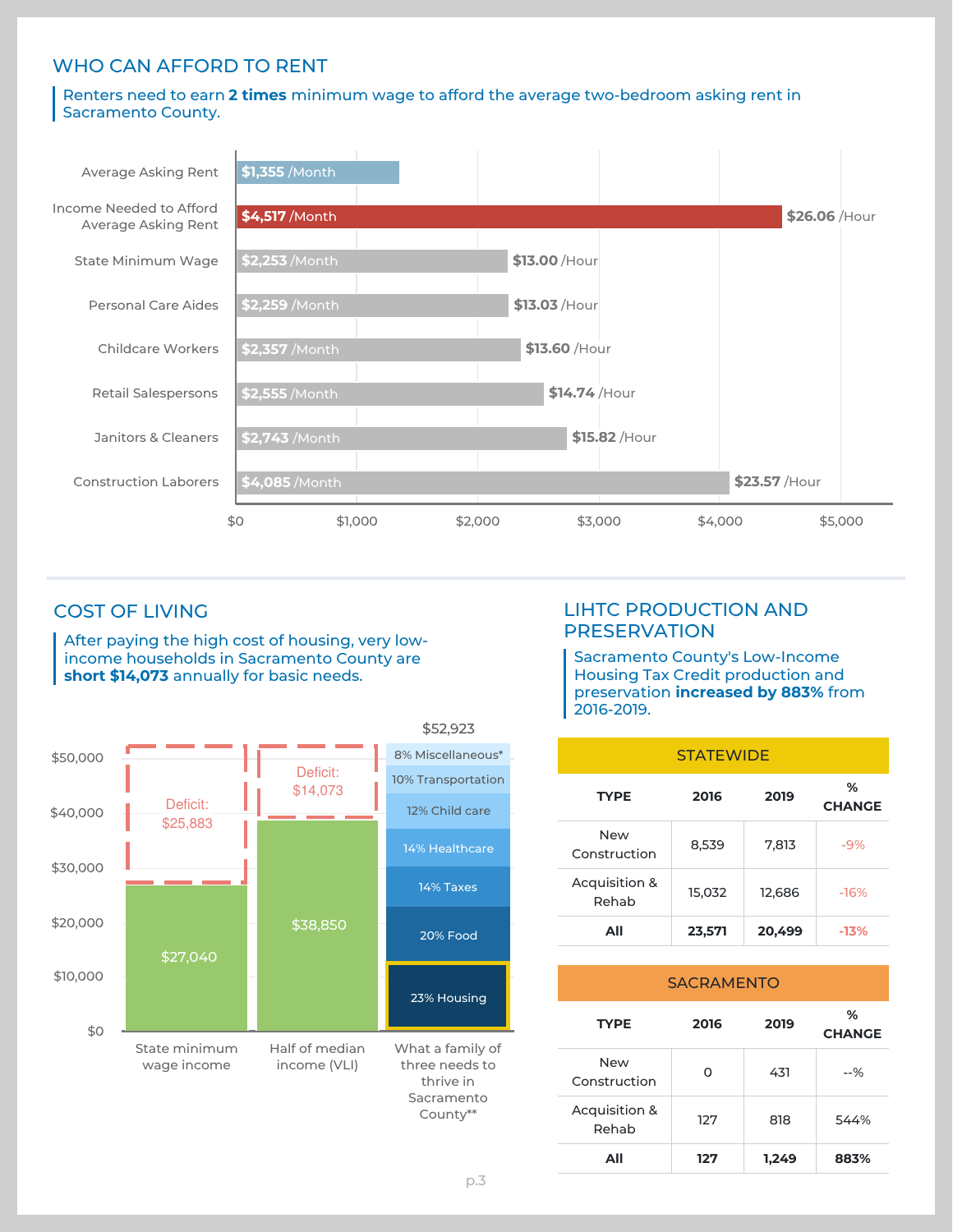## WHO CAN AFFORD TO RENT

Renters need to earn **2 times** minimum wage to afford the average two-bedroom asking rent in Sacramento County.

| Category | Monthly | Hourly |
|---|---|---|
| Average Asking Rent | $1,355 /Month | |
| Income Needed to Afford Average Asking Rent | $4,517 /Month | $26.06 /Hour |
| State Minimum Wage | $2,253 /Month | $13.00 /Hour |
| Personal Care Aides | $2,259 /Month | $13.03 /Hour |
| Childcare Workers | $2,357 /Month | $13.60 /Hour |
| Retail Salespersons | $2,555 /Month | $14.74 /Hour |
| Janitors & Cleaners | $2,743 /Month | $15.82 /Hour |
| Construction Laborers | $4,085 /Month | $23.57 /Hour |

## COST OF LIVING

After paying the high cost of housing, very low-income households in Sacramento County are **short $14,073** annually for basic needs.

| | Income | Deficit |
|---|---|---|
| State minimum wage income | $27,040 | $25,883 |
| Half of median income (VLI) | $38,850 | $14,073 |

What a family of three needs to thrive in Sacramento County**: $52,923

- 8% Miscellaneous*
- 10% Transportation
- 12% Child care
- 14% Healthcare
- 14% Taxes
- 20% Food
- 23% Housing

## LIHTC PRODUCTION AND PRESERVATION

Sacramento County's Low-Income Housing Tax Credit production and preservation **increased by 883%** from 2016-2019.

**STATEWIDE**

| TYPE | 2016 | 2019 | % CHANGE |
|---|---|---|---|
| New Construction | 8,539 | 7,813 | -9% |
| Acquisition & Rehab | 15,032 | 12,686 | -16% |
| **All** | **23,571** | **20,499** | **-13%** |

**SACRAMENTO**

| TYPE | 2016 | 2019 | % CHANGE |
|---|---|---|---|
| New Construction | 0 | 431 | --% |
| Acquisition & Rehab | 127 | 818 | 544% |
| **All** | **127** | **1,249** | **883%** |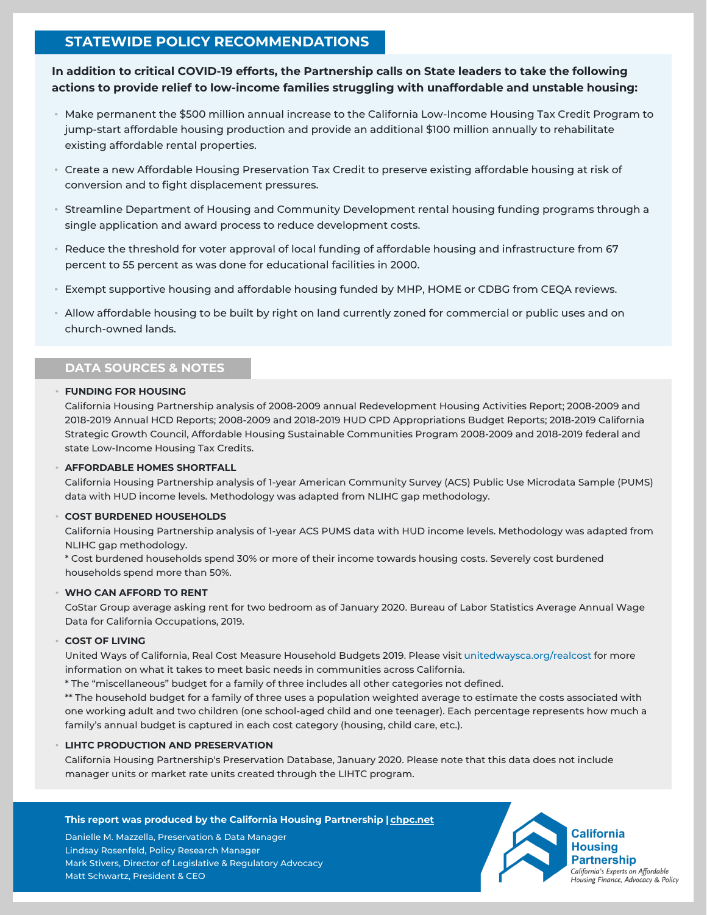## STATEWIDE POLICY RECOMMENDATIONS

**In addition to critical COVID-19 efforts, the Partnership calls on State leaders to take the following actions to provide relief to low-income families struggling with unaffordable and unstable housing:**

- Make permanent the $500 million annual increase to the California Low-Income Housing Tax Credit Program to jump-start affordable housing production and provide an additional $100 million annually to rehabilitate existing affordable rental properties.
- Create a new Affordable Housing Preservation Tax Credit to preserve existing affordable housing at risk of conversion and to fight displacement pressures.
- Streamline Department of Housing and Community Development rental housing funding programs through a single application and award process to reduce development costs.
- Reduce the threshold for voter approval of local funding of affordable housing and infrastructure from 67 percent to 55 percent as was done for educational facilities in 2000.
- Exempt supportive housing and affordable housing funded by MHP, HOME or CDBG from CEQA reviews.
- Allow affordable housing to be built by right on land currently zoned for commercial or public uses and on church-owned lands.

## DATA SOURCES & NOTES

- **FUNDING FOR HOUSING**
  California Housing Partnership analysis of 2008-2009 annual Redevelopment Housing Activities Report; 2008-2009 and 2018-2019 Annual HCD Reports; 2008-2009 and 2018-2019 HUD CPD Appropriations Budget Reports; 2018-2019 California Strategic Growth Council, Affordable Housing Sustainable Communities Program 2008-2009 and 2018-2019 federal and state Low-Income Housing Tax Credits.
- **AFFORDABLE HOMES SHORTFALL**
  California Housing Partnership analysis of 1-year American Community Survey (ACS) Public Use Microdata Sample (PUMS) data with HUD income levels. Methodology was adapted from NLIHC gap methodology.
- **COST BURDENED HOUSEHOLDS**
  California Housing Partnership analysis of 1-year ACS PUMS data with HUD income levels. Methodology was adapted from NLIHC gap methodology.
  * Cost burdened households spend 30% or more of their income towards housing costs. Severely cost burdened households spend more than 50%.
- **WHO CAN AFFORD TO RENT**
  CoStar Group average asking rent for two bedroom as of January 2020. Bureau of Labor Statistics Average Annual Wage Data for California Occupations, 2019.
- **COST OF LIVING**
  United Ways of California, Real Cost Measure Household Budgets 2019. Please visit unitedwaysca.org/realcost for more information on what it takes to meet basic needs in communities across California.
  * The "miscellaneous" budget for a family of three includes all other categories not defined.
  ** The household budget for a family of three uses a population weighted average to estimate the costs associated with one working adult and two children (one school-aged child and one teenager). Each percentage represents how much a family's annual budget is captured in each cost category (housing, child care, etc.).
- **LIHTC PRODUCTION AND PRESERVATION**
  California Housing Partnership's Preservation Database, January 2020. Please note that this data does not include manager units or market rate units created through the LIHTC program.

**This report was produced by the California Housing Partnership | chpc.net**

Danielle M. Mazzella, Preservation & Data Manager
Lindsay Rosenfeld, Policy Research Manager
Mark Stivers, Director of Legislative & Regulatory Advocacy
Matt Schwartz, President & CEO

California Housing Partnership
*California's Experts on Affordable Housing Finance, Advocacy & Policy*